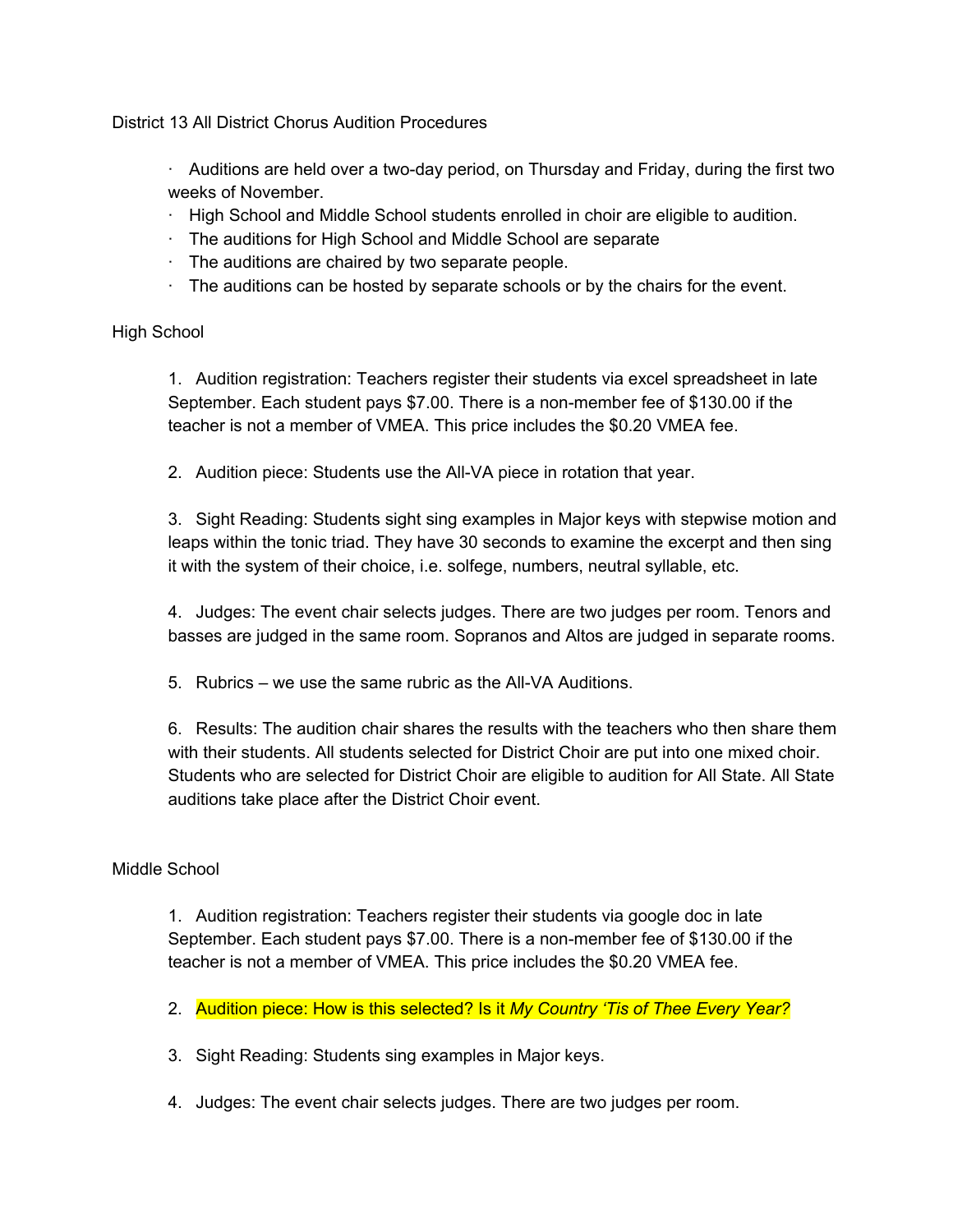# District 13 All District Chorus Audition Procedures

- Auditions are held over a two-day period, on Thursday and Friday, during the first two weeks of November.
- High School and Middle School students enrolled in choir are eligible to audition.
- The auditions for High School and Middle School are separate
- The auditions are chaired by two separate people.
- The auditions can be hosted by separate schools or by the chairs for the event.

## High School

1. Audition registration: Teachers register their students via excel spreadsheet in late September. Each student pays $7.00. There is a non-member fee of $130.00 if the teacher is not a member of VMEA. This price includes the $0.20 VMEA fee.

2. Audition piece: Students use the All-VA piece in rotation that year.

3. Sight Reading: Students sight sing examples in Major keys with stepwise motion and leaps within the tonic triad. They have 30 seconds to examine the excerpt and then sing it with the system of their choice, i.e. solfege, numbers, neutral syllable, etc.

4. Judges: The event chair selects judges. There are two judges per room. Tenors and basses are judged in the same room. Sopranos and Altos are judged in separate rooms.

5. Rubrics – we use the same rubric as the All-VA Auditions.

6. Results: The audition chair shares the results with the teachers who then share them with their students. All students selected for District Choir are put into one mixed choir. Students who are selected for District Choir are eligible to audition for All State. All State auditions take place after the District Choir event.

## Middle School

1. Audition registration: Teachers register their students via google doc in late September. Each student pays $7.00. There is a non-member fee of $130.00 if the teacher is not a member of VMEA. This price includes the $0.20 VMEA fee.

2. Audition piece: How is this selected? Is it *My Country 'Tis of Thee Every Year?*

3. Sight Reading: Students sing examples in Major keys.

4. Judges: The event chair selects judges. There are two judges per room.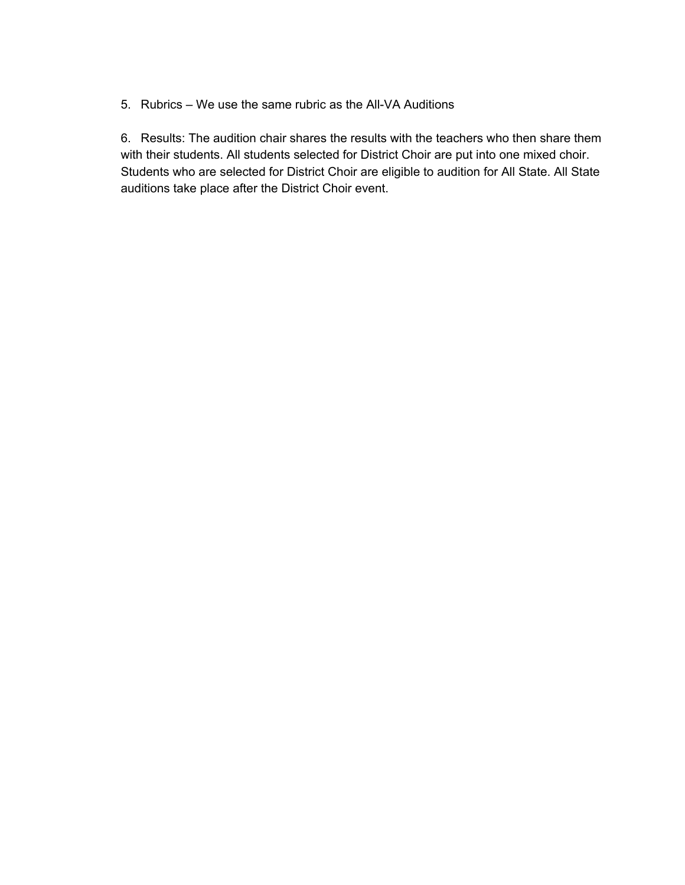5. Rubrics – We use the same rubric as the All-VA Auditions

6. Results: The audition chair shares the results with the teachers who then share them with their students. All students selected for District Choir are put into one mixed choir. Students who are selected for District Choir are eligible to audition for All State. All State auditions take place after the District Choir event.